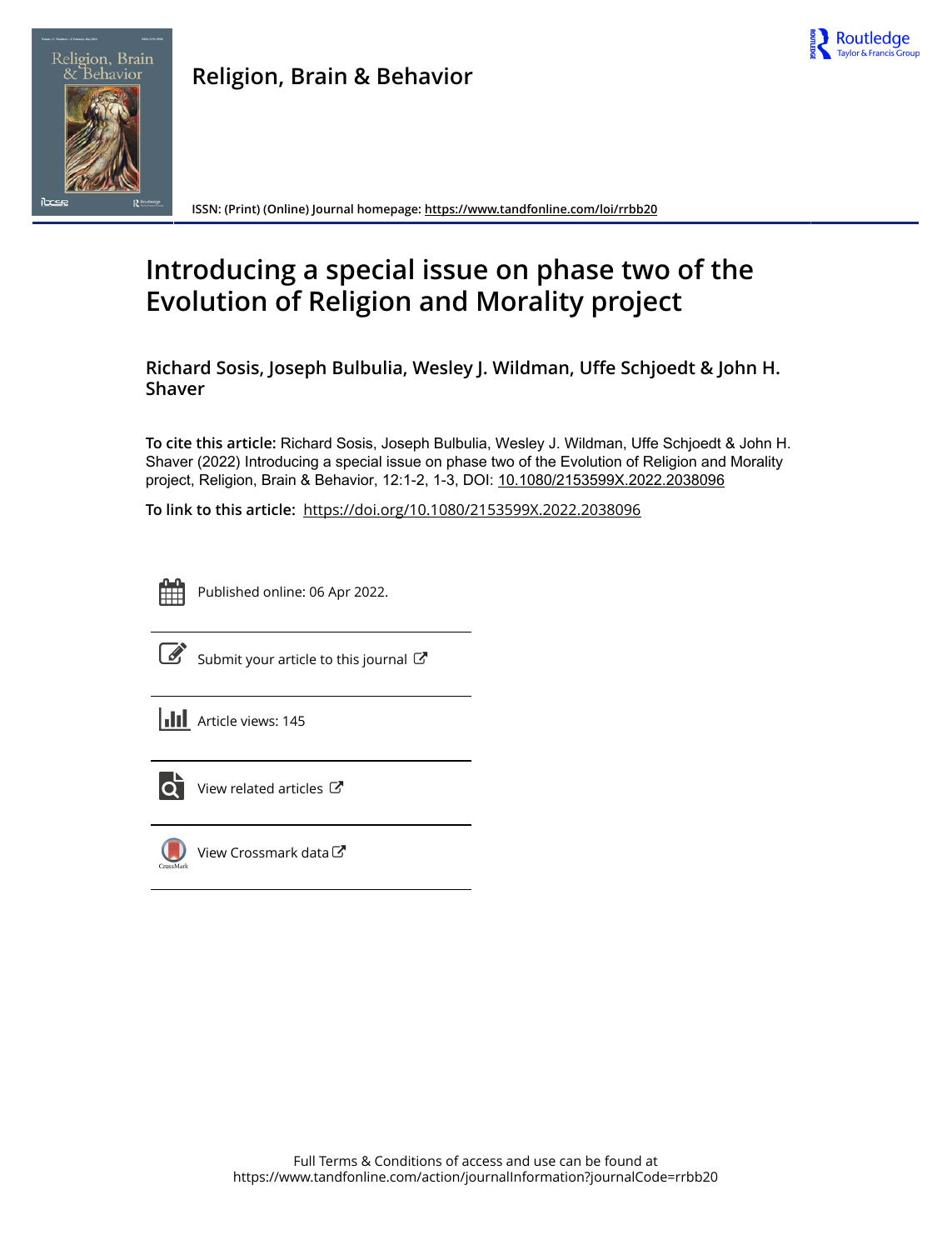Religion, Brain & Behavior

ISSN: (Print) (Online) Journal homepage: https://www.tandfonline.com/loi/rrbb20

# Introducing a special issue on phase two of the Evolution of Religion and Morality project

**Richard Sosis, Joseph Bulbulia, Wesley J. Wildman, Uffe Schjoedt & John H. Shaver**

**To cite this article:** Richard Sosis, Joseph Bulbulia, Wesley J. Wildman, Uffe Schjoedt & John H. Shaver (2022) Introducing a special issue on phase two of the Evolution of Religion and Morality project, Religion, Brain & Behavior, 12:1-2, 1-3, DOI: 10.1080/2153599X.2022.2038096

**To link to this article:** https://doi.org/10.1080/2153599X.2022.2038096

Published online: 06 Apr 2022.

Submit your article to this journal

Article views: 145

View related articles

View Crossmark data

Full Terms & Conditions of access and use can be found at
https://www.tandfonline.com/action/journalInformation?journalCode=rrbb20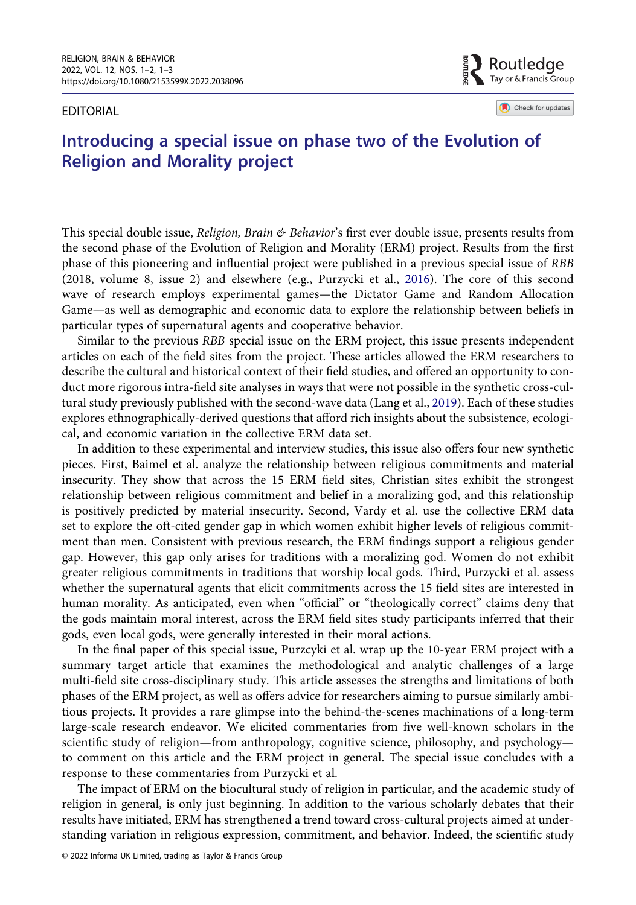EDITORIAL

# Introducing a special issue on phase two of the Evolution of Religion and Morality project

This special double issue, *Religion, Brain & Behavior*'s first ever double issue, presents results from the second phase of the Evolution of Religion and Morality (ERM) project. Results from the first phase of this pioneering and influential project were published in a previous special issue of *RBB* (2018, volume 8, issue 2) and elsewhere (e.g., Purzycki et al., 2016). The core of this second wave of research employs experimental games—the Dictator Game and Random Allocation Game—as well as demographic and economic data to explore the relationship between beliefs in particular types of supernatural agents and cooperative behavior.

Similar to the previous *RBB* special issue on the ERM project, this issue presents independent articles on each of the field sites from the project. These articles allowed the ERM researchers to describe the cultural and historical context of their field studies, and offered an opportunity to conduct more rigorous intra-field site analyses in ways that were not possible in the synthetic cross-cultural study previously published with the second-wave data (Lang et al., 2019). Each of these studies explores ethnographically-derived questions that afford rich insights about the subsistence, ecological, and economic variation in the collective ERM data set.

In addition to these experimental and interview studies, this issue also offers four new synthetic pieces. First, Baimel et al. analyze the relationship between religious commitments and material insecurity. They show that across the 15 ERM field sites, Christian sites exhibit the strongest relationship between religious commitment and belief in a moralizing god, and this relationship is positively predicted by material insecurity. Second, Vardy et al. use the collective ERM data set to explore the oft-cited gender gap in which women exhibit higher levels of religious commitment than men. Consistent with previous research, the ERM findings support a religious gender gap. However, this gap only arises for traditions with a moralizing god. Women do not exhibit greater religious commitments in traditions that worship local gods. Third, Purzycki et al. assess whether the supernatural agents that elicit commitments across the 15 field sites are interested in human morality. As anticipated, even when "official" or "theologically correct" claims deny that the gods maintain moral interest, across the ERM field sites study participants inferred that their gods, even local gods, were generally interested in their moral actions.

In the final paper of this special issue, Purzcyki et al. wrap up the 10-year ERM project with a summary target article that examines the methodological and analytic challenges of a large multi-field site cross-disciplinary study. This article assesses the strengths and limitations of both phases of the ERM project, as well as offers advice for researchers aiming to pursue similarly ambitious projects. It provides a rare glimpse into the behind-the-scenes machinations of a long-term large-scale research endeavor. We elicited commentaries from five well-known scholars in the scientific study of religion—from anthropology, cognitive science, philosophy, and psychology—to comment on this article and the ERM project in general. The special issue concludes with a response to these commentaries from Purzycki et al.

The impact of ERM on the biocultural study of religion in particular, and the academic study of religion in general, is only just beginning. In addition to the various scholarly debates that their results have initiated, ERM has strengthened a trend toward cross-cultural projects aimed at understanding variation in religious expression, commitment, and behavior. Indeed, the scientific study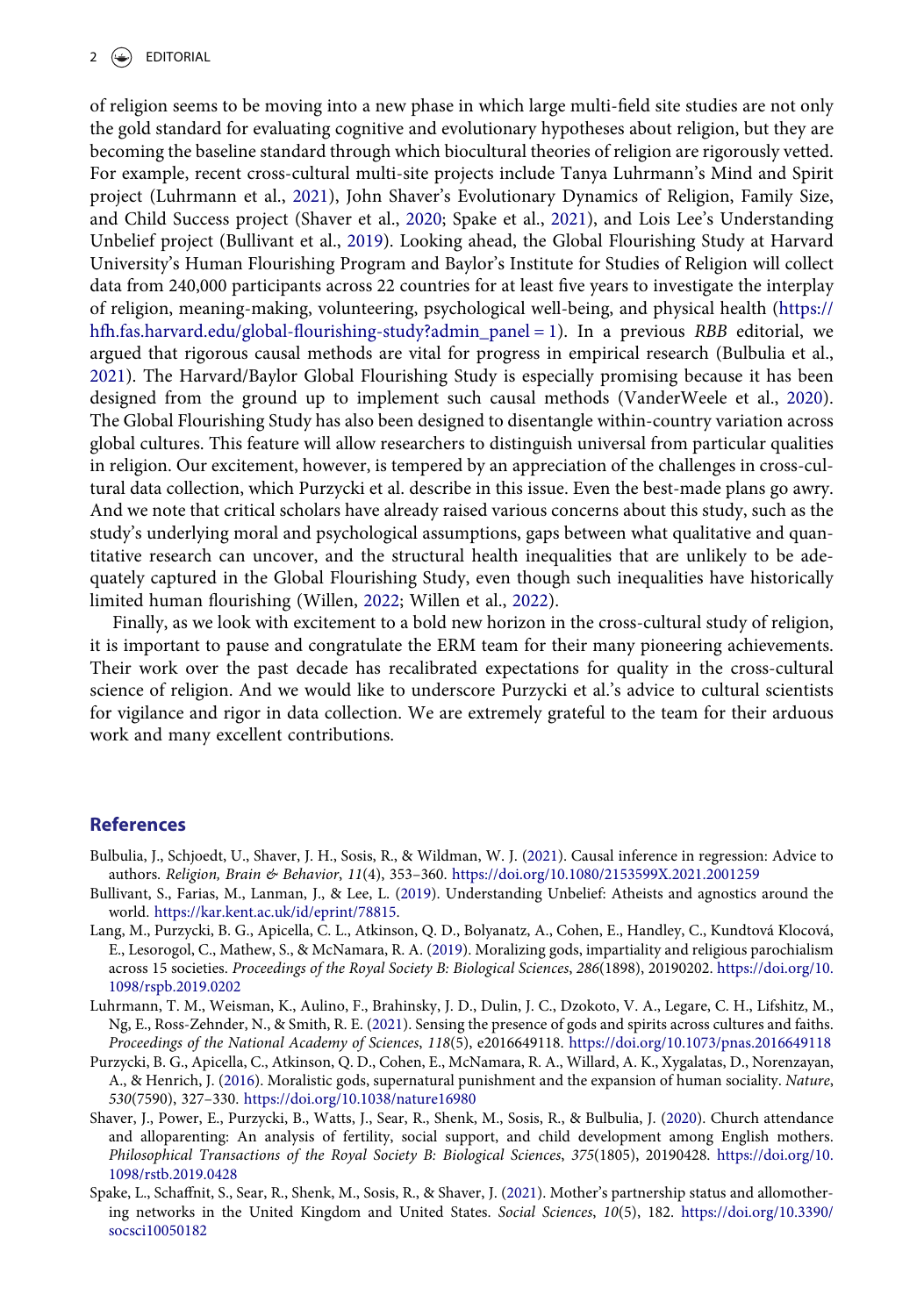of religion seems to be moving into a new phase in which large multi-field site studies are not only the gold standard for evaluating cognitive and evolutionary hypotheses about religion, but they are becoming the baseline standard through which biocultural theories of religion are rigorously vetted. For example, recent cross-cultural multi-site projects include Tanya Luhrmann's Mind and Spirit project (Luhrmann et al., 2021), John Shaver's Evolutionary Dynamics of Religion, Family Size, and Child Success project (Shaver et al., 2020; Spake et al., 2021), and Lois Lee's Understanding Unbelief project (Bullivant et al., 2019). Looking ahead, the Global Flourishing Study at Harvard University's Human Flourishing Program and Baylor's Institute for Studies of Religion will collect data from 240,000 participants across 22 countries for at least five years to investigate the interplay of religion, meaning-making, volunteering, psychological well-being, and physical health (https://hfh.fas.harvard.edu/global-flourishing-study?admin_panel = 1). In a previous *RBB* editorial, we argued that rigorous causal methods are vital for progress in empirical research (Bulbulia et al., 2021). The Harvard/Baylor Global Flourishing Study is especially promising because it has been designed from the ground up to implement such causal methods (VanderWeele et al., 2020). The Global Flourishing Study has also been designed to disentangle within-country variation across global cultures. This feature will allow researchers to distinguish universal from particular qualities in religion. Our excitement, however, is tempered by an appreciation of the challenges in cross-cultural data collection, which Purzycki et al. describe in this issue. Even the best-made plans go awry. And we note that critical scholars have already raised various concerns about this study, such as the study's underlying moral and psychological assumptions, gaps between what qualitative and quantitative research can uncover, and the structural health inequalities that are unlikely to be adequately captured in the Global Flourishing Study, even though such inequalities have historically limited human flourishing (Willen, 2022; Willen et al., 2022).

Finally, as we look with excitement to a bold new horizon in the cross-cultural study of religion, it is important to pause and congratulate the ERM team for their many pioneering achievements. Their work over the past decade has recalibrated expectations for quality in the cross-cultural science of religion. And we would like to underscore Purzycki et al.'s advice to cultural scientists for vigilance and rigor in data collection. We are extremely grateful to the team for their arduous work and many excellent contributions.

## References

Bulbulia, J., Schjoedt, U., Shaver, J. H., Sosis, R., & Wildman, W. J. (2021). Causal inference in regression: Advice to authors. *Religion, Brain & Behavior*, *11*(4), 353–360. https://doi.org/10.1080/2153599X.2021.2001259

Bullivant, S., Farias, M., Lanman, J., & Lee, L. (2019). Understanding Unbelief: Atheists and agnostics around the world. https://kar.kent.ac.uk/id/eprint/78815.

Lang, M., Purzycki, B. G., Apicella, C. L., Atkinson, Q. D., Bolyanatz, A., Cohen, E., Handley, C., Kundtová Klocová, E., Lesorogol, C., Mathew, S., & McNamara, R. A. (2019). Moralizing gods, impartiality and religious parochialism across 15 societies. *Proceedings of the Royal Society B: Biological Sciences*, *286*(1898), 20190202. https://doi.org/10.1098/rspb.2019.0202

Luhrmann, T. M., Weisman, K., Aulino, F., Brahinsky, J. D., Dulin, J. C., Dzokoto, V. A., Legare, C. H., Lifshitz, M., Ng, E., Ross-Zehnder, N., & Smith, R. E. (2021). Sensing the presence of gods and spirits across cultures and faiths. *Proceedings of the National Academy of Sciences*, *118*(5), e2016649118. https://doi.org/10.1073/pnas.2016649118

Purzycki, B. G., Apicella, C., Atkinson, Q. D., Cohen, E., McNamara, R. A., Willard, A. K., Xygalatas, D., Norenzayan, A., & Henrich, J. (2016). Moralistic gods, supernatural punishment and the expansion of human sociality. *Nature*, *530*(7590), 327–330. https://doi.org/10.1038/nature16980

Shaver, J., Power, E., Purzycki, B., Watts, J., Sear, R., Shenk, M., Sosis, R., & Bulbulia, J. (2020). Church attendance and alloparenting: An analysis of fertility, social support, and child development among English mothers. *Philosophical Transactions of the Royal Society B: Biological Sciences*, *375*(1805), 20190428. https://doi.org/10.1098/rstb.2019.0428

Spake, L., Schaffnit, S., Sear, R., Shenk, M., Sosis, R., & Shaver, J. (2021). Mother's partnership status and allomothering networks in the United Kingdom and United States. *Social Sciences*, *10*(5), 182. https://doi.org/10.3390/socsci10050182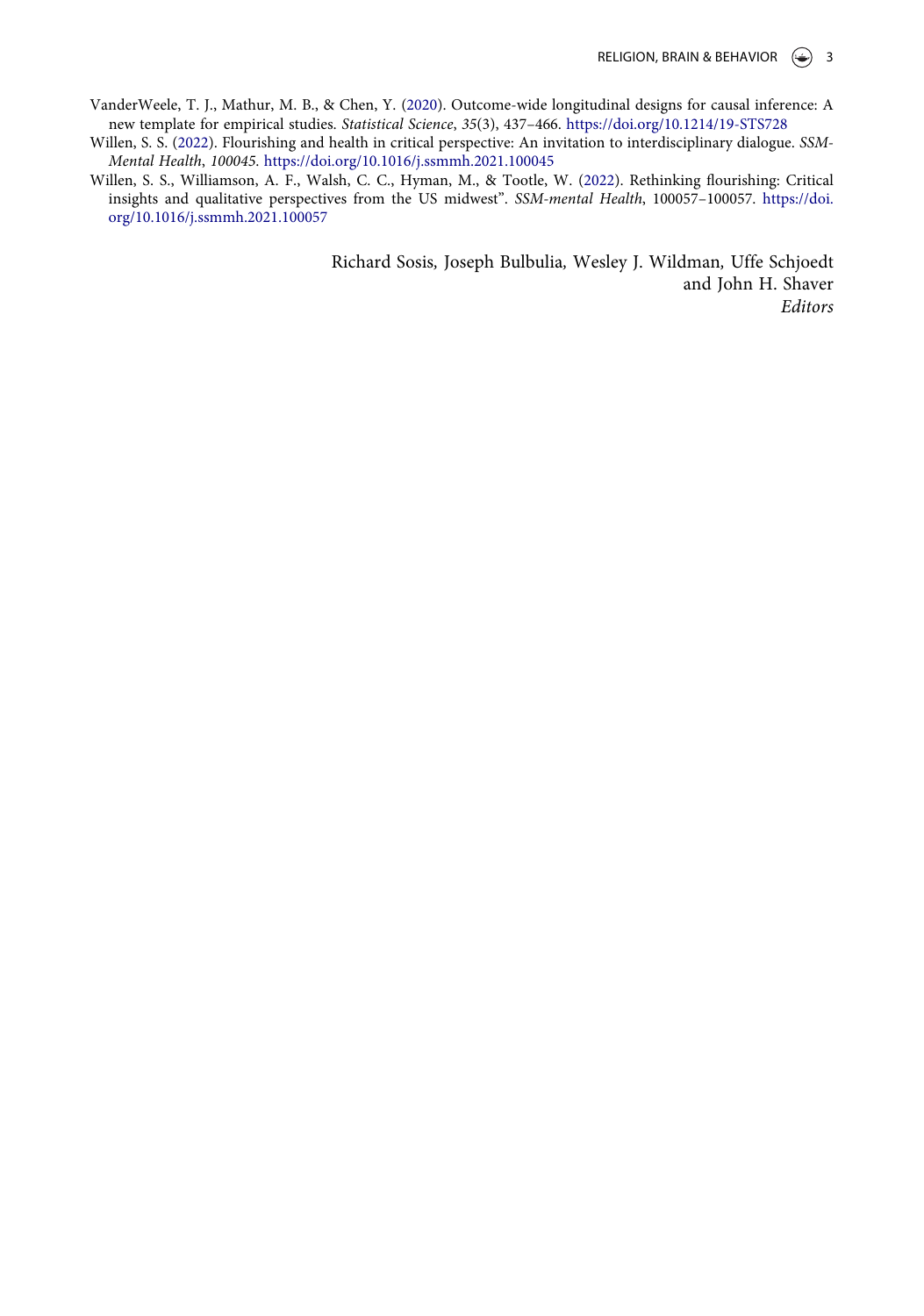VanderWeele, T. J., Mathur, M. B., & Chen, Y. (2020). Outcome-wide longitudinal designs for causal inference: A new template for empirical studies. *Statistical Science*, *35*(3), 437–466. https://doi.org/10.1214/19-STS728

Willen, S. S. (2022). Flourishing and health in critical perspective: An invitation to interdisciplinary dialogue. *SSM-Mental Health*, *100045*. https://doi.org/10.1016/j.ssmmh.2021.100045

Willen, S. S., Williamson, A. F., Walsh, C. C., Hyman, M., & Tootle, W. (2022). Rethinking flourishing: Critical insights and qualitative perspectives from the US midwest". *SSM-mental Health*, 100057–100057. https://doi.org/10.1016/j.ssmmh.2021.100057

Richard Sosis, Joseph Bulbulia, Wesley J. Wildman, Uffe Schjoedt and John H. Shaver
*Editors*